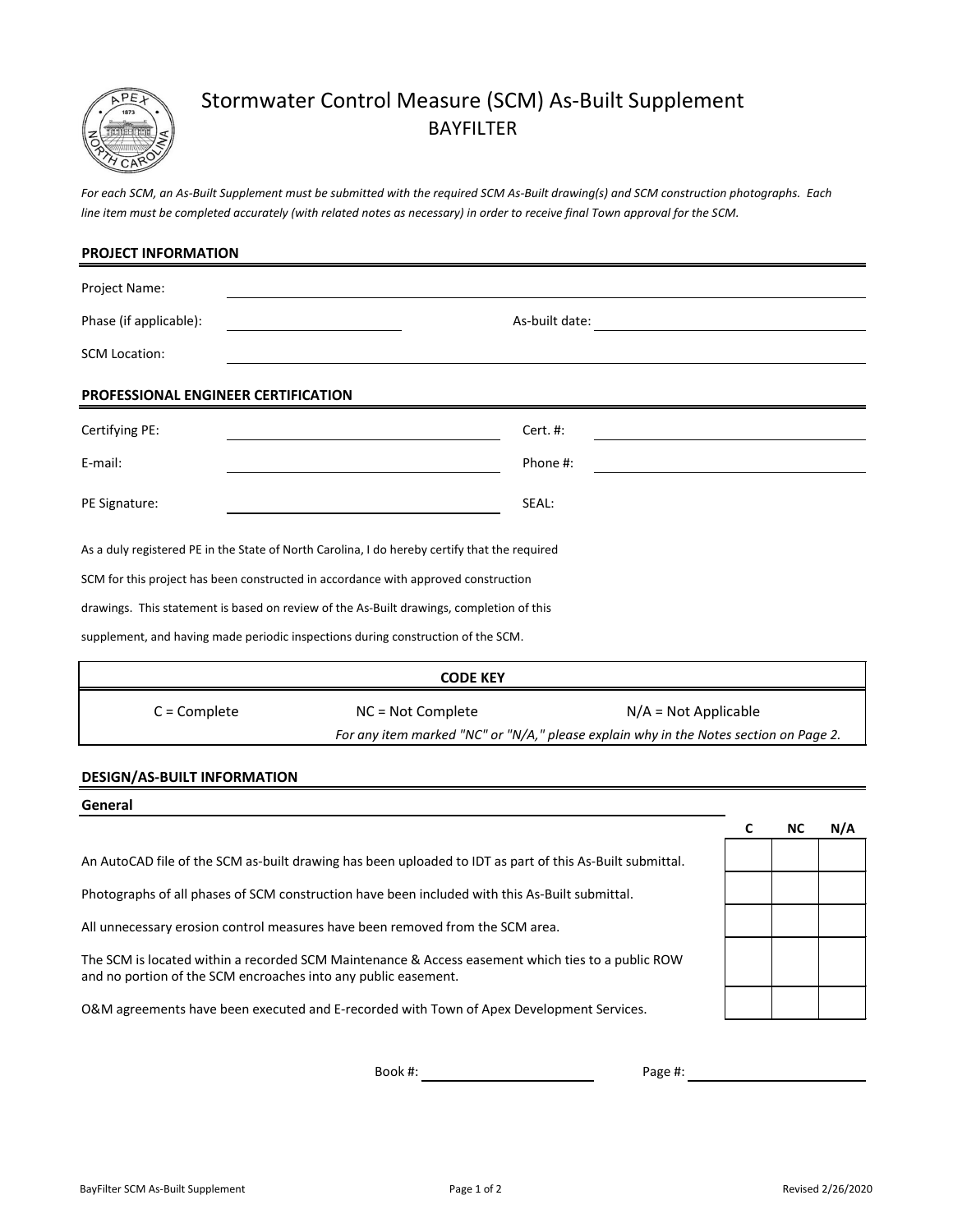# Stormwater Control Measure (SCM) As-Built Supplement

## BAYFILTER

*For each SCM, an As-Built Supplement must be submitted with the required SCM As-Built drawing(s) and SCM construction photographs. Each line item must be completed accurately (with related notes as necessary) in order to receive final Town approval for the SCM.*

### PROJECT INFORMATION

Project Name: ______________________________

Phase (if applicable): ______________ As-built date: ______________

SCM Location: ______________________________

### PROFESSIONAL ENGINEER CERTIFICATION

Certifying PE: ______________ Cert. #: ______________

E-mail: ______________ Phone #: ______________

PE Signature: ______________ SEAL:

As a duly registered PE in the State of North Carolina, I do hereby certify that the required SCM for this project has been constructed in accordance with approved construction drawings. This statement is based on review of the As-Built drawings, completion of this supplement, and having made periodic inspections during construction of the SCM.

| CODE KEY | | |
|---|---|---|
| C = Complete | NC = Not Complete | N/A = Not Applicable |
| | *For any item marked "NC" or "N/A," please explain why in the Notes section on Page 2.* | |

### DESIGN/AS-BUILT INFORMATION

**General**

| | C | NC | N/A |
|---|---|---|---|
| An AutoCAD file of the SCM as-built drawing has been uploaded to IDT as part of this As-Built submittal. | | | |
| Photographs of all phases of SCM construction have been included with this As-Built submittal. | | | |
| All unnecessary erosion control measures have been removed from the SCM area. | | | |
| The SCM is located within a recorded SCM Maintenance & Access easement which ties to a public ROW and no portion of the SCM encroaches into any public easement. | | | |
| O&M agreements have been executed and E-recorded with Town of Apex Development Services. | | | |

Book #: ______________ Page #: ______________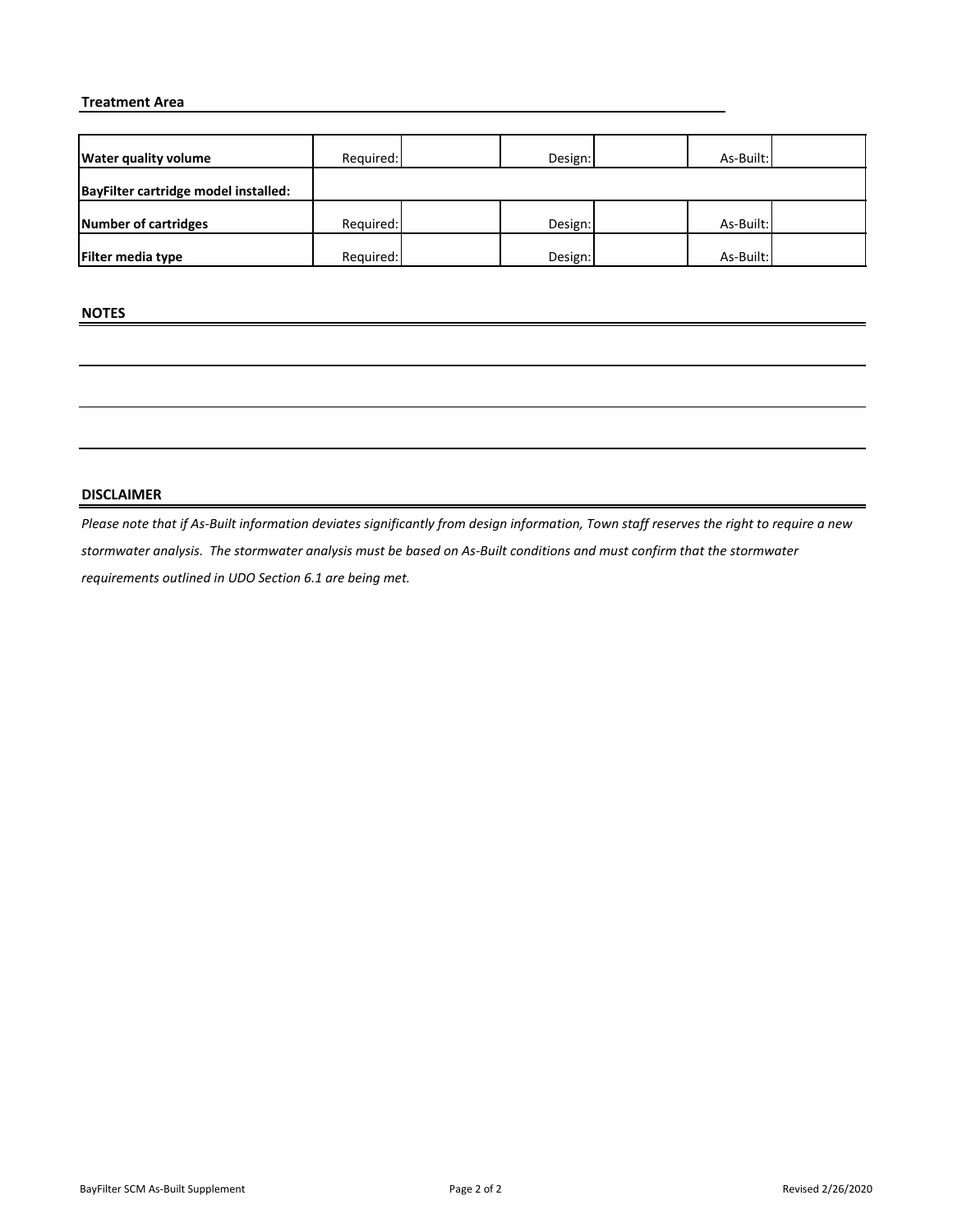**Treatment Area**

| | | | | | | |
|---|---|---|---|---|---|---|
| **Water quality volume** | Required: | | Design: | | As-Built: | |
| **BayFilter cartridge model installed:** | | | | | | |
| **Number of cartridges** | Required: | | Design: | | As-Built: | |
| **Filter media type** | Required: | | Design: | | As-Built: | |

**NOTES**

**DISCLAIMER**

*Please note that if As-Built information deviates significantly from design information, Town staff reserves the right to require a new stormwater analysis. The stormwater analysis must be based on As-Built conditions and must confirm that the stormwater requirements outlined in UDO Section 6.1 are being met.*